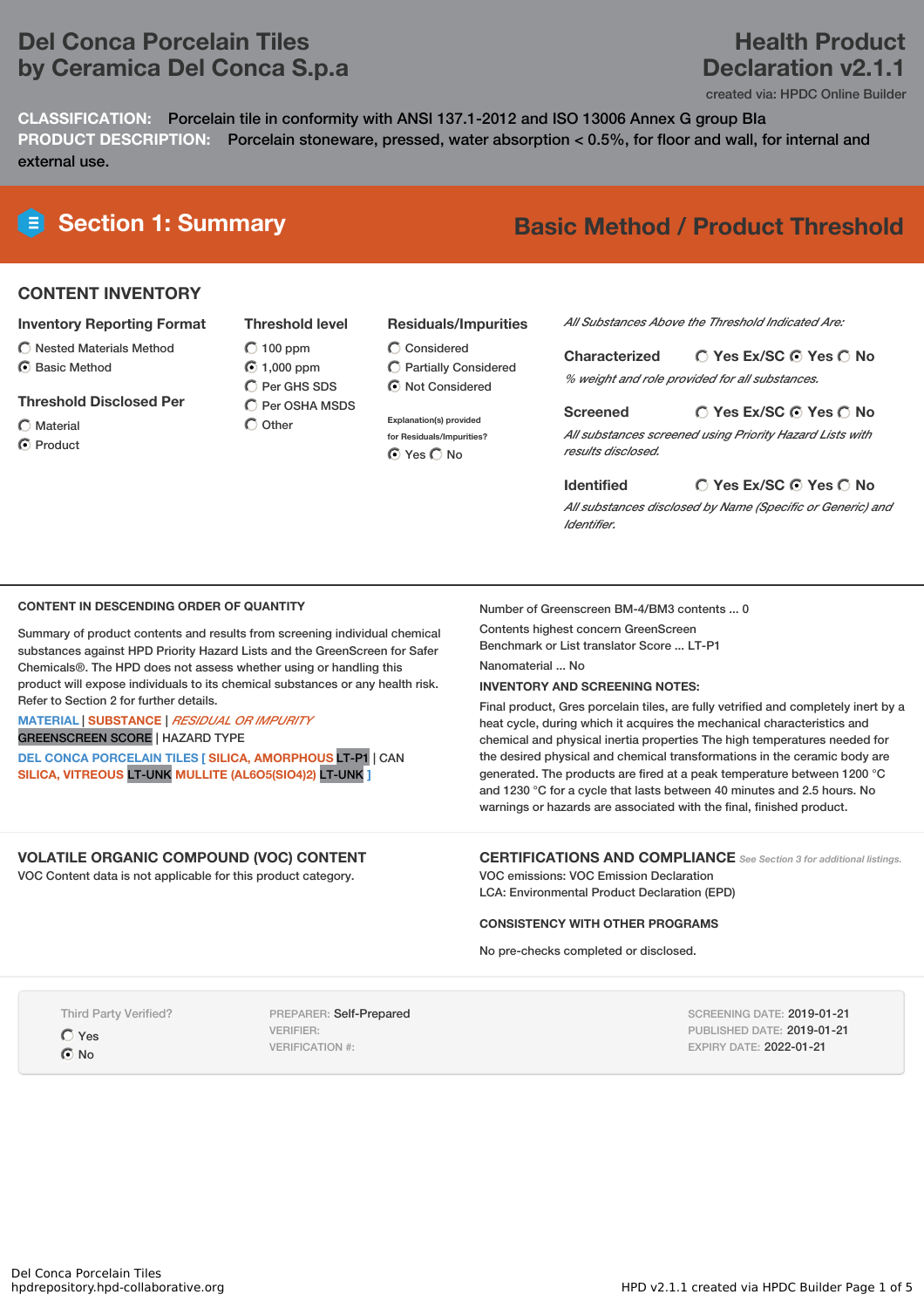# Del Conca Porcelain Tiles by Ceramica Del Conca S.p.a

# Health Product Declaration v2.1.1

created via: HPDC Online Builder

**CLASSIFICATION:** Porcelain tile in conformity with ANSI 137.1-2012 and ISO 13006 Annex G group BIa

**PRODUCT DESCRIPTION:** Porcelain stoneware, pressed, water absorption < 0.5%, for floor and wall, for internal and external use.

## Section 1: Summary

**Basic Method / Product Threshold**

### CONTENT INVENTORY

**Inventory Reporting Format**
- ○ Nested Materials Method
- ⦿ Basic Method

**Threshold Disclosed Per**
- ○ Material
- ⦿ Product

**Threshold level**
- ○ 100 ppm
- ⦿ 1,000 ppm
- ○ Per GHS SDS
- ○ Per OSHA MSDS
- ○ Other

**Residuals/Impurities**
- ○ Considered
- ○ Partially Considered
- ⦿ Not Considered

Explanation(s) provided for Residuals/Impurities?
⦿ Yes ○ No

*All Substances Above the Threshold Indicated Are:*

**Characterized** ○ Yes Ex/SC ⦿ Yes ○ No
*% weight and role provided for all substances.*

**Screened** ○ Yes Ex/SC ⦿ Yes ○ No
*All substances screened using Priority Hazard Lists with results disclosed.*

**Identified** ○ Yes Ex/SC ⦿ Yes ○ No
*All substances disclosed by Name (Specific or Generic) and Identifier.*

### CONTENT IN DESCENDING ORDER OF QUANTITY

Summary of product contents and results from screening individual chemical substances against HPD Priority Hazard Lists and the GreenScreen for Safer Chemicals®. The HPD does not assess whether using or handling this product will expose individuals to its chemical substances or any health risk. Refer to Section 2 for further details.

MATERIAL | SUBSTANCE | *RESIDUAL OR IMPURITY*
GREENSCREEN SCORE | HAZARD TYPE

DEL CONCA PORCELAIN TILES [ SILICA, AMORPHOUS LT-P1 | CAN SILICA, VITREOUS LT-UNK MULLITE (AL6O5(SIO4)2) LT-UNK ]

Number of Greenscreen BM-4/BM3 contents ... 0

Contents highest concern GreenScreen Benchmark or List translator Score ... LT-P1

Nanomaterial ... No

**INVENTORY AND SCREENING NOTES:**

Final product, Gres porcelain tiles, are fully vetrified and completely inert by a heat cycle, during which it acquires the mechanical characteristics and chemical and physical inertia properties The high temperatures needed for the desired physical and chemical transformations in the ceramic body are generated. The products are fired at a peak temperature between 1200 °C and 1230 °C for a cycle that lasts between 40 minutes and 2.5 hours. No warnings or hazards are associated with the final, finished product.

### VOLATILE ORGANIC COMPOUND (VOC) CONTENT

VOC Content data is not applicable for this product category.

### CERTIFICATIONS AND COMPLIANCE

*See Section 3 for additional listings.*

VOC emissions: VOC Emission Declaration
LCA: Environmental Product Declaration (EPD)

**CONSISTENCY WITH OTHER PROGRAMS**

No pre-checks completed or disclosed.

Third Party Verified?
- ○ Yes
- ⦿ No

PREPARER: Self-Prepared
VERIFIER:
VERIFICATION #:

SCREENING DATE: 2019-01-21
PUBLISHED DATE: 2019-01-21
EXPIRY DATE: 2022-01-21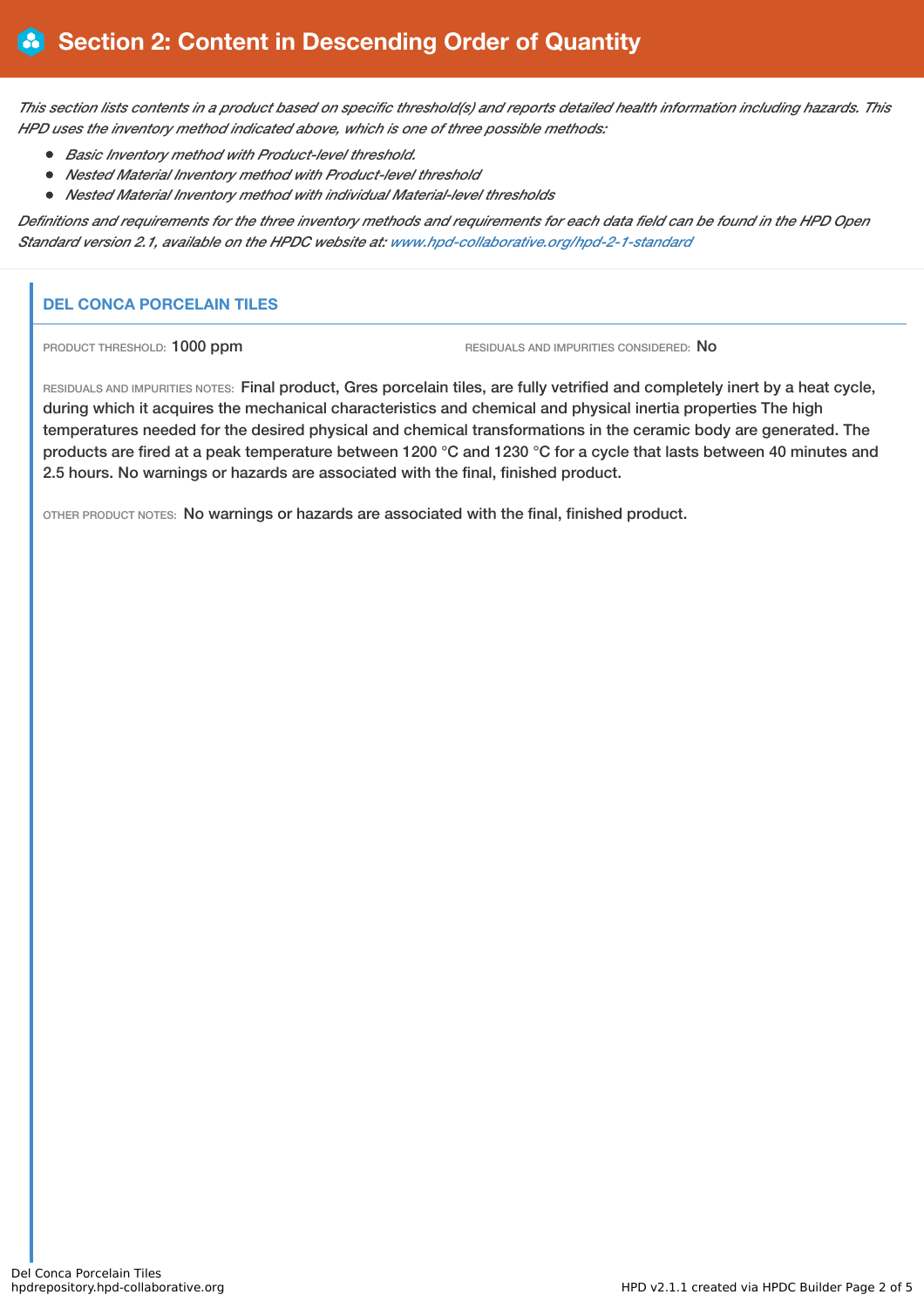# Section 2: Content in Descending Order of Quantity

*This section lists contents in a product based on specific threshold(s) and reports detailed health information including hazards. This HPD uses the inventory method indicated above, which is one of three possible methods:*

- *Basic Inventory method with Product-level threshold.*
- *Nested Material Inventory method with Product-level threshold*
- *Nested Material Inventory method with individual Material-level thresholds*

*Definitions and requirements for the three inventory methods and requirements for each data field can be found in the HPD Open Standard version 2.1, available on the HPDC website at: www.hpd-collaborative.org/hpd-2-1-standard*

## DEL CONCA PORCELAIN TILES

PRODUCT THRESHOLD: 1000 ppm

RESIDUALS AND IMPURITIES CONSIDERED: No

RESIDUALS AND IMPURITIES NOTES: Final product, Gres porcelain tiles, are fully vetrified and completely inert by a heat cycle, during which it acquires the mechanical characteristics and chemical and physical inertia properties The high temperatures needed for the desired physical and chemical transformations in the ceramic body are generated. The products are fired at a peak temperature between 1200 °C and 1230 °C for a cycle that lasts between 40 minutes and 2.5 hours. No warnings or hazards are associated with the final, finished product.

OTHER PRODUCT NOTES: No warnings or hazards are associated with the final, finished product.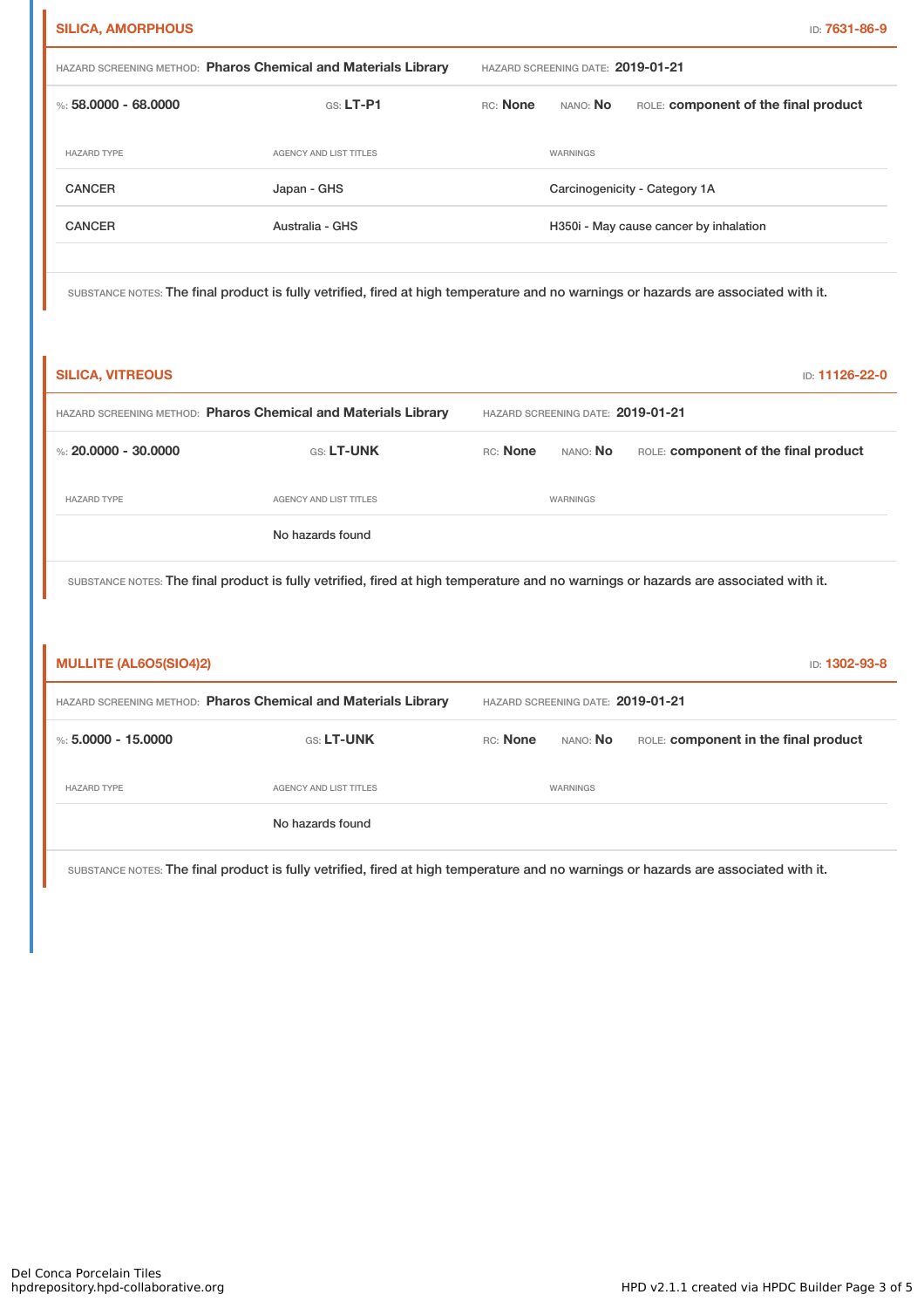## SILICA, AMORPHOUS

ID: **7631-86-9**

HAZARD SCREENING METHOD: **Pharos Chemical and Materials Library** HAZARD SCREENING DATE: **2019-01-21**

%: **58.0000 - 68.0000** GS: **LT-P1** RC: **None** NANO: **No** ROLE: **component of the final product**

| HAZARD TYPE | AGENCY AND LIST TITLES | WARNINGS |
| --- | --- | --- |
| CANCER | Japan - GHS | Carcinogenicity - Category 1A |
| CANCER | Australia - GHS | H350i - May cause cancer by inhalation |

SUBSTANCE NOTES: The final product is fully vetrified, fired at high temperature and no warnings or hazards are associated with it.

## SILICA, VITREOUS

ID: **11126-22-0**

HAZARD SCREENING METHOD: **Pharos Chemical and Materials Library** HAZARD SCREENING DATE: **2019-01-21**

%: **20.0000 - 30.0000** GS: **LT-UNK** RC: **None** NANO: **No** ROLE: **component of the final product**

| HAZARD TYPE | AGENCY AND LIST TITLES | WARNINGS |
| --- | --- | --- |
| | No hazards found | |

SUBSTANCE NOTES: The final product is fully vetrified, fired at high temperature and no warnings or hazards are associated with it.

## MULLITE (AL6O5(SIO4)2)

ID: **1302-93-8**

HAZARD SCREENING METHOD: **Pharos Chemical and Materials Library** HAZARD SCREENING DATE: **2019-01-21**

%: **5.0000 - 15.0000** GS: **LT-UNK** RC: **None** NANO: **No** ROLE: **component in the final product**

| HAZARD TYPE | AGENCY AND LIST TITLES | WARNINGS |
| --- | --- | --- |
| | No hazards found | |

SUBSTANCE NOTES: The final product is fully vetrified, fired at high temperature and no warnings or hazards are associated with it.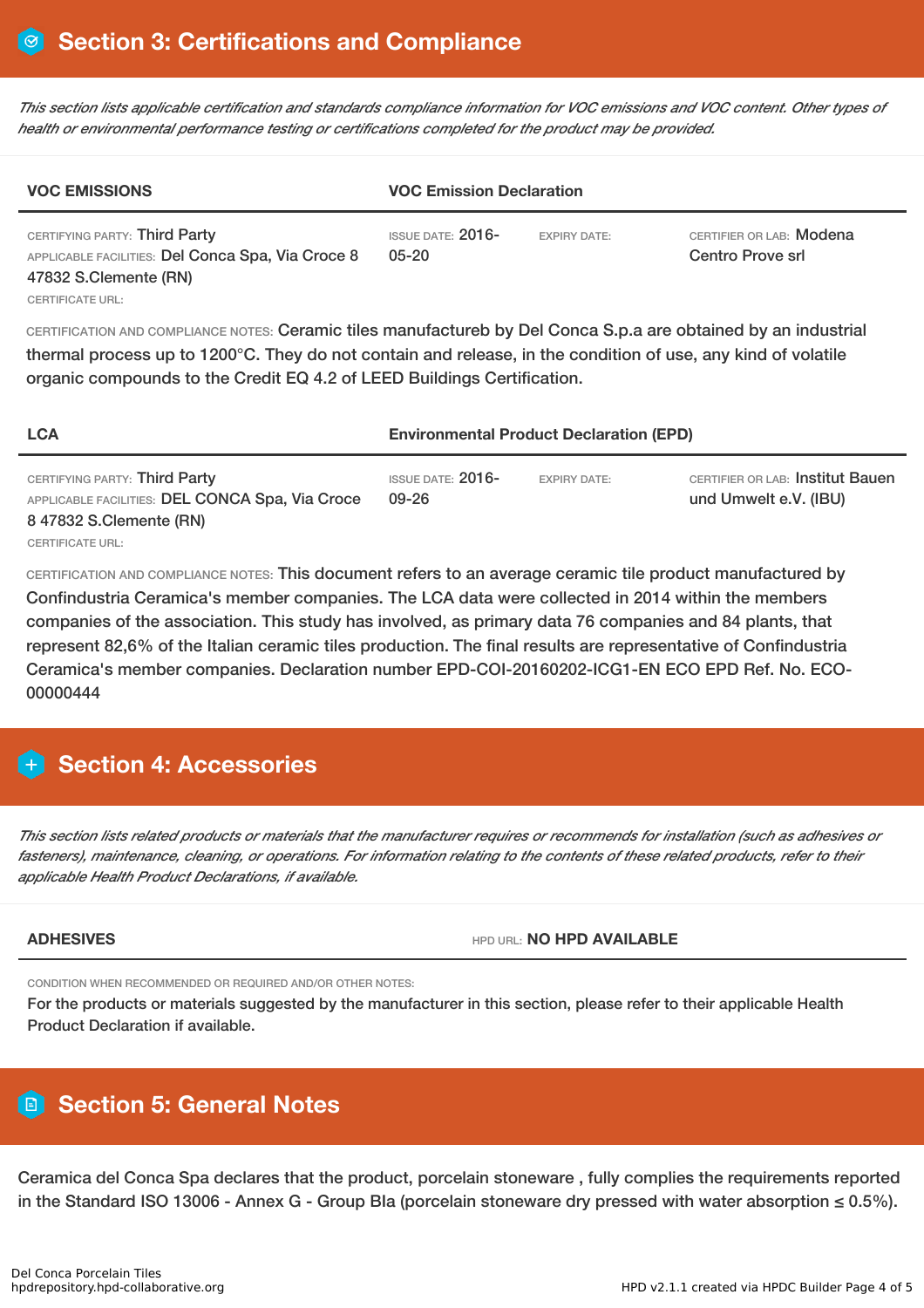## Section 3: Certifications and Compliance

*This section lists applicable certification and standards compliance information for VOC emissions and VOC content. Other types of health or environmental performance testing or certifications completed for the product may be provided.*

| VOC EMISSIONS | VOC Emission Declaration | | |
|---|---|---|---|
| CERTIFYING PARTY: Third Party<br>APPLICABLE FACILITIES: Del Conca Spa, Via Croce 8 47832 S.Clemente (RN)<br>CERTIFICATE URL: | ISSUE DATE: 2016-05-20 | EXPIRY DATE: | CERTIFIER OR LAB: Modena Centro Prove srl |

CERTIFICATION AND COMPLIANCE NOTES: Ceramic tiles manufactureb by Del Conca S.p.a are obtained by an industrial thermal process up to 1200°C. They do not contain and release, in the condition of use, any kind of volatile organic compounds to the Credit EQ 4.2 of LEED Buildings Certification.

| LCA | Environmental Product Declaration (EPD) | | |
|---|---|---|---|
| CERTIFYING PARTY: Third Party<br>APPLICABLE FACILITIES: DEL CONCA Spa, Via Croce 8 47832 S.Clemente (RN)<br>CERTIFICATE URL: | ISSUE DATE: 2016-09-26 | EXPIRY DATE: | CERTIFIER OR LAB: Institut Bauen und Umwelt e.V. (IBU) |

CERTIFICATION AND COMPLIANCE NOTES: This document refers to an average ceramic tile product manufactured by Confindustria Ceramica's member companies. The LCA data were collected in 2014 within the members companies of the association. This study has involved, as primary data 76 companies and 84 plants, that represent 82,6% of the Italian ceramic tiles production. The final results are representative of Confindustria Ceramica's member companies. Declaration number EPD-COI-20160202-ICG1-EN ECO EPD Ref. No. ECO-00000444

## Section 4: Accessories

*This section lists related products or materials that the manufacturer requires or recommends for installation (such as adhesives or fasteners), maintenance, cleaning, or operations. For information relating to the contents of these related products, refer to their applicable Health Product Declarations, if available.*

| ADHESIVES | HPD URL: NO HPD AVAILABLE |
|---|---|

CONDITION WHEN RECOMMENDED OR REQUIRED AND/OR OTHER NOTES:

For the products or materials suggested by the manufacturer in this section, please refer to their applicable Health Product Declaration if available.

## Section 5: General Notes

Ceramica del Conca Spa declares that the product, porcelain stoneware , fully complies the requirements reported in the Standard ISO 13006 - Annex G - Group BIa (porcelain stoneware dry pressed with water absorption ≤ 0.5%).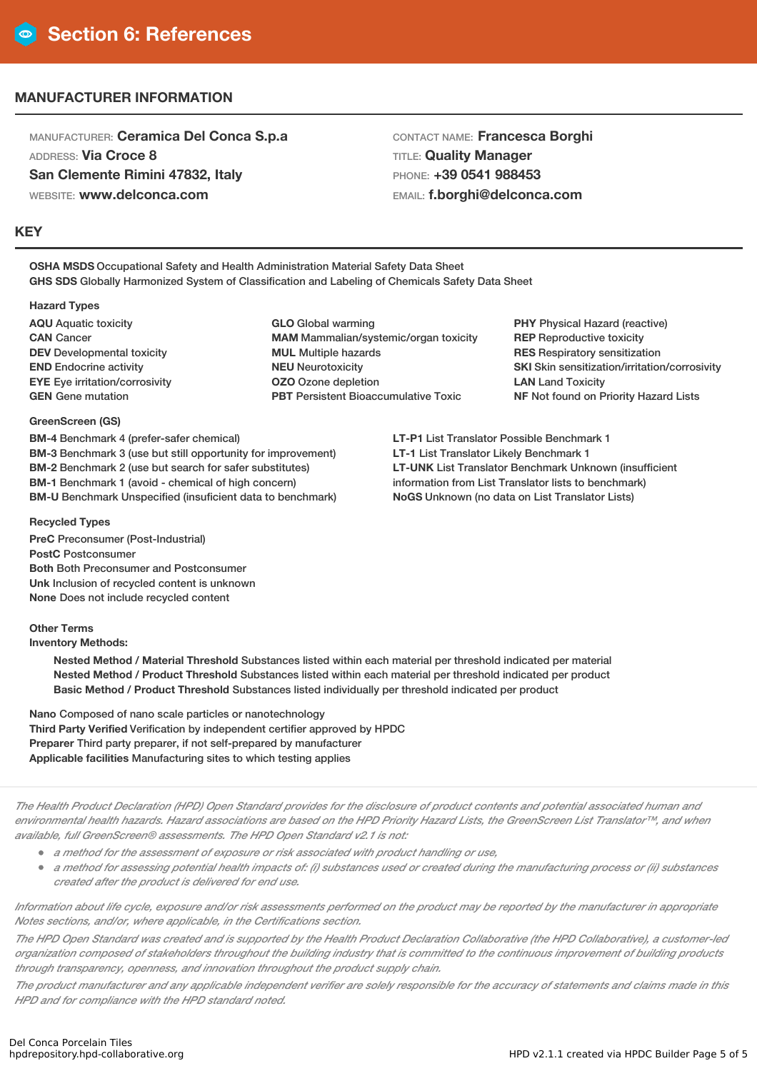# Section 6: References

## MANUFACTURER INFORMATION

MANUFACTURER: **Ceramica Del Conca S.p.a**
ADDRESS: **Via Croce 8**
**San Clemente Rimini 47832, Italy**
WEBSITE: **www.delconca.com**

CONTACT NAME: **Francesca Borghi**
TITLE: **Quality Manager**
PHONE: **+39 0541 988453**
EMAIL: **f.borghi@delconca.com**

## KEY

**OSHA MSDS** Occupational Safety and Health Administration Material Safety Data Sheet
**GHS SDS** Globally Harmonized System of Classification and Labeling of Chemicals Safety Data Sheet

**Hazard Types**

**AQU** Aquatic toxicity
**CAN** Cancer
**DEV** Developmental toxicity
**END** Endocrine activity
**EYE** Eye irritation/corrosivity
**GEN** Gene mutation
**GLO** Global warming
**MAM** Mammalian/systemic/organ toxicity
**MUL** Multiple hazards
**NEU** Neurotoxicity
**OZO** Ozone depletion
**PBT** Persistent Bioaccumulative Toxic
**PHY** Physical Hazard (reactive)
**REP** Reproductive toxicity
**RES** Respiratory sensitization
**SKI** Skin sensitization/irritation/corrosivity
**LAN** Land Toxicity
**NF** Not found on Priority Hazard Lists

**GreenScreen (GS)**

**BM-4** Benchmark 4 (prefer-safer chemical)
**BM-3** Benchmark 3 (use but still opportunity for improvement)
**BM-2** Benchmark 2 (use but search for safer substitutes)
**BM-1** Benchmark 1 (avoid - chemical of high concern)
**BM-U** Benchmark Unspecified (insuficient data to benchmark)
**LT-P1** List Translator Possible Benchmark 1
**LT-1** List Translator Likely Benchmark 1
**LT-UNK** List Translator Benchmark Unknown (insufficient information from List Translator lists to benchmark)
**NoGS** Unknown (no data on List Translator Lists)

**Recycled Types**

**PreC** Preconsumer (Post-Industrial)
**PostC** Postconsumer
**Both** Both Preconsumer and Postconsumer
**Unk** Inclusion of recycled content is unknown
**None** Does not include recycled content

**Other Terms**
**Inventory Methods:**

**Nested Method / Material Threshold** Substances listed within each material per threshold indicated per material
**Nested Method / Product Threshold** Substances listed within each material per threshold indicated per product
**Basic Method / Product Threshold** Substances listed individually per threshold indicated per product

**Nano** Composed of nano scale particles or nanotechnology
**Third Party Verified** Verification by independent certifier approved by HPDC
**Preparer** Third party preparer, if not self-prepared by manufacturer
**Applicable facilities** Manufacturing sites to which testing applies

*The Health Product Declaration (HPD) Open Standard provides for the disclosure of product contents and potential associated human and environmental health hazards. Hazard associations are based on the HPD Priority Hazard Lists, the GreenScreen List Translator™, and when available, full GreenScreen® assessments. The HPD Open Standard v2.1 is not:*

- *a method for the assessment of exposure or risk associated with product handling or use,*
- *a method for assessing potential health impacts of: (i) substances used or created during the manufacturing process or (ii) substances created after the product is delivered for end use.*

*Information about life cycle, exposure and/or risk assessments performed on the product may be reported by the manufacturer in appropriate Notes sections, and/or, where applicable, in the Certifications section.*

*The HPD Open Standard was created and is supported by the Health Product Declaration Collaborative (the HPD Collaborative), a customer-led organization composed of stakeholders throughout the building industry that is committed to the continuous improvement of building products through transparency, openness, and innovation throughout the product supply chain.*

*The product manufacturer and any applicable independent verifier are solely responsible for the accuracy of statements and claims made in this HPD and for compliance with the HPD standard noted.*